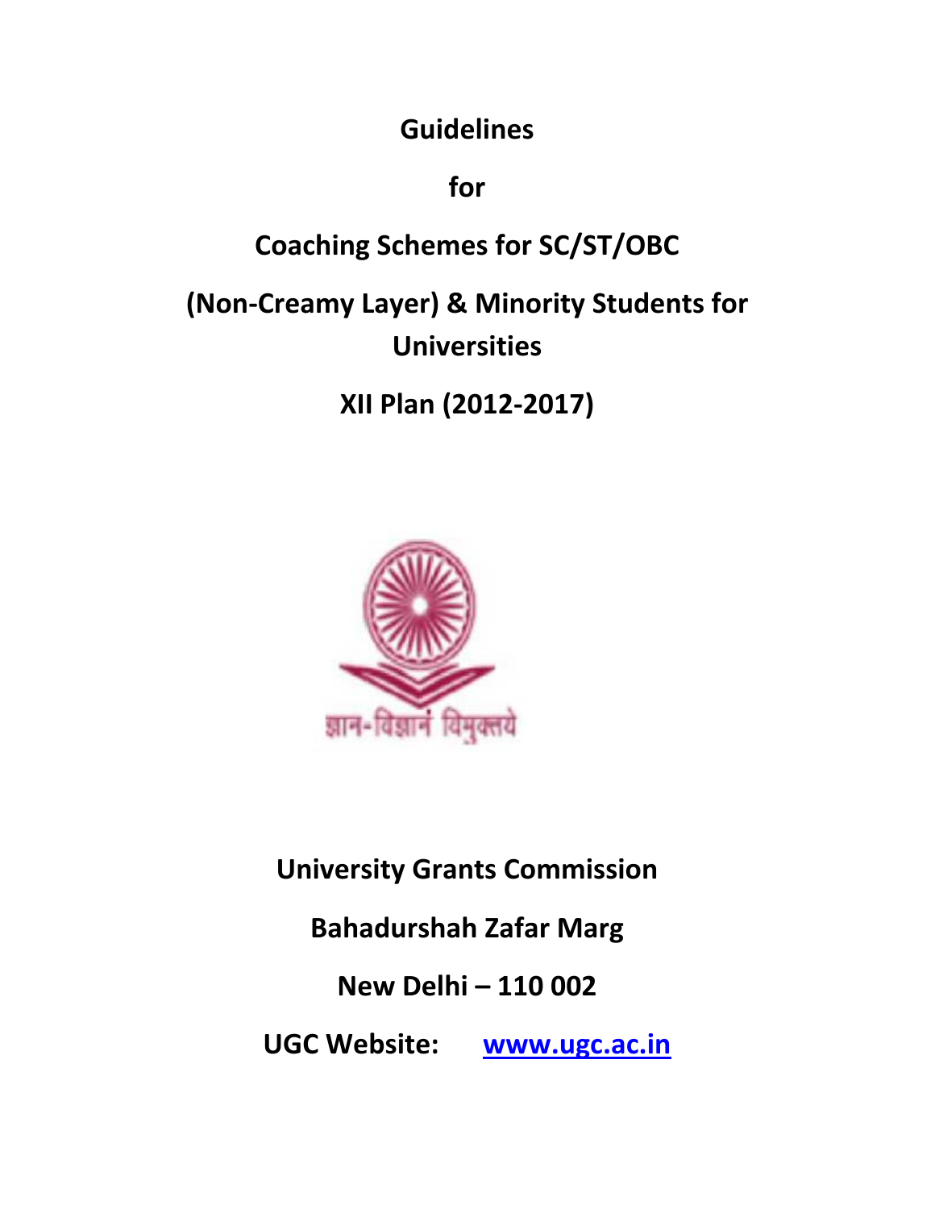# Guidelines

# for

# Coaching Schemes for SC/ST/OBC (Non-Creamy Layer) & Minority Students for Universities

# XII Plan (2012-2017)

ज्ञान-विज्ञानं विमुक्तये

**University Grants Commission**

**Bahadurshah Zafar Marg**

**New Delhi – 110 002**

**UGC Website: www.ugc.ac.in**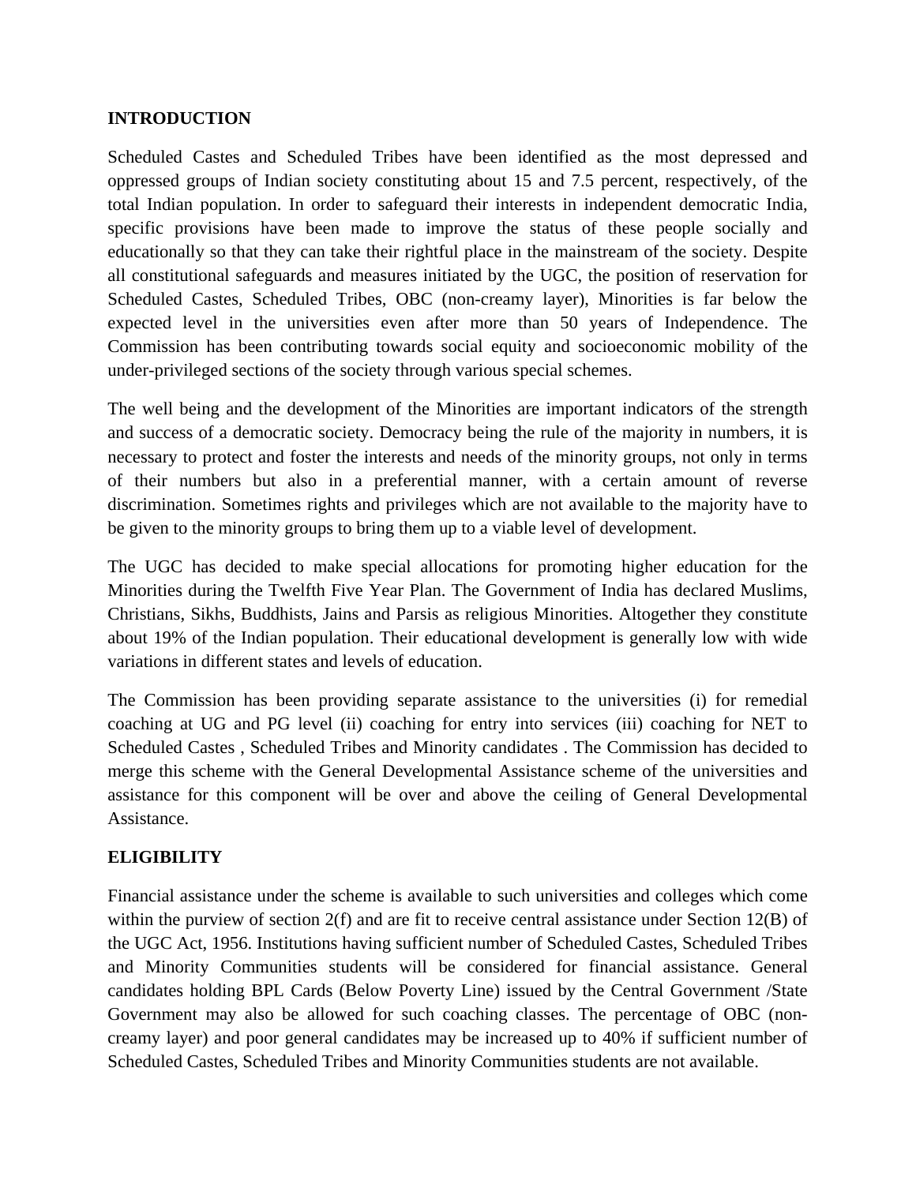## INTRODUCTION

Scheduled Castes and Scheduled Tribes have been identified as the most depressed and oppressed groups of Indian society constituting about 15 and 7.5 percent, respectively, of the total Indian population. In order to safeguard their interests in independent democratic India, specific provisions have been made to improve the status of these people socially and educationally so that they can take their rightful place in the mainstream of the society. Despite all constitutional safeguards and measures initiated by the UGC, the position of reservation for Scheduled Castes, Scheduled Tribes, OBC (non-creamy layer), Minorities is far below the expected level in the universities even after more than 50 years of Independence. The Commission has been contributing towards social equity and socioeconomic mobility of the under-privileged sections of the society through various special schemes.

The well being and the development of the Minorities are important indicators of the strength and success of a democratic society. Democracy being the rule of the majority in numbers, it is necessary to protect and foster the interests and needs of the minority groups, not only in terms of their numbers but also in a preferential manner, with a certain amount of reverse discrimination. Sometimes rights and privileges which are not available to the majority have to be given to the minority groups to bring them up to a viable level of development.

The UGC has decided to make special allocations for promoting higher education for the Minorities during the Twelfth Five Year Plan. The Government of India has declared Muslims, Christians, Sikhs, Buddhists, Jains and Parsis as religious Minorities. Altogether they constitute about 19% of the Indian population. Their educational development is generally low with wide variations in different states and levels of education.

The Commission has been providing separate assistance to the universities (i) for remedial coaching at UG and PG level (ii) coaching for entry into services (iii) coaching for NET to Scheduled Castes , Scheduled Tribes and Minority candidates . The Commission has decided to merge this scheme with the General Developmental Assistance scheme of the universities and assistance for this component will be over and above the ceiling of General Developmental Assistance.

## ELIGIBILITY

Financial assistance under the scheme is available to such universities and colleges which come within the purview of section 2(f) and are fit to receive central assistance under Section 12(B) of the UGC Act, 1956. Institutions having sufficient number of Scheduled Castes, Scheduled Tribes and Minority Communities students will be considered for financial assistance. General candidates holding BPL Cards (Below Poverty Line) issued by the Central Government /State Government may also be allowed for such coaching classes. The percentage of OBC (non-creamy layer) and poor general candidates may be increased up to 40% if sufficient number of Scheduled Castes, Scheduled Tribes and Minority Communities students are not available.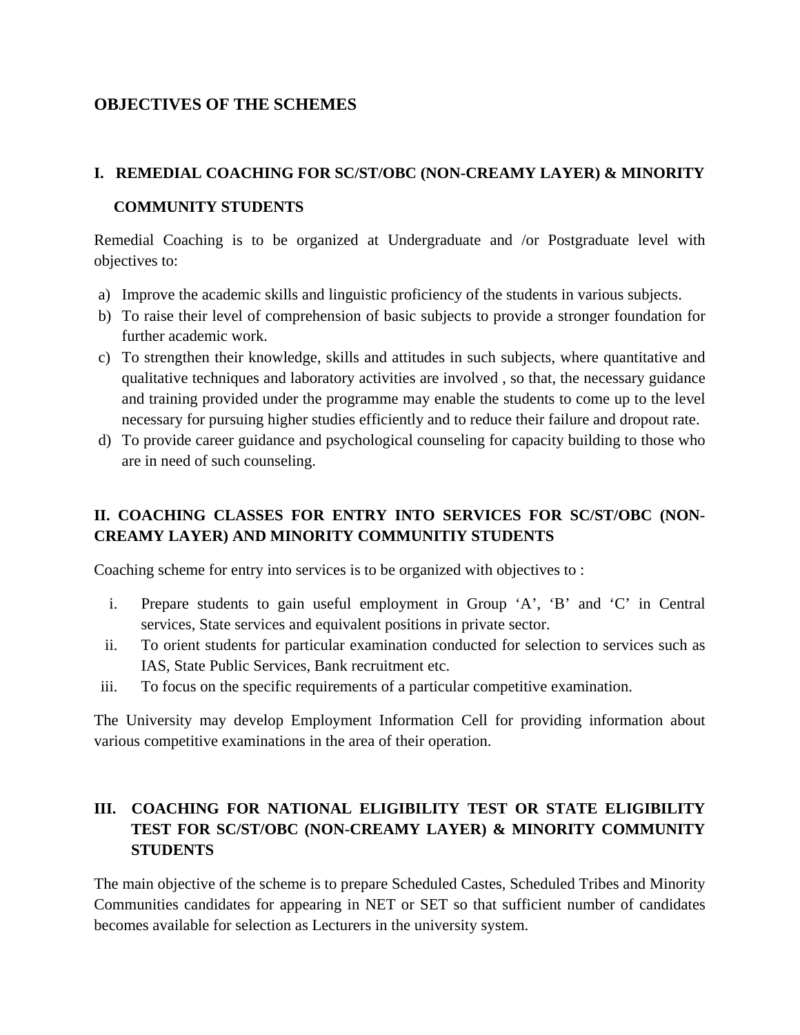## OBJECTIVES OF THE SCHEMES

### I. REMEDIAL COACHING FOR SC/ST/OBC (NON-CREAMY LAYER) & MINORITY COMMUNITY STUDENTS

Remedial Coaching is to be organized at Undergraduate and /or Postgraduate level with objectives to:

a) Improve the academic skills and linguistic proficiency of the students in various subjects.
b) To raise their level of comprehension of basic subjects to provide a stronger foundation for further academic work.
c) To strengthen their knowledge, skills and attitudes in such subjects, where quantitative and qualitative techniques and laboratory activities are involved , so that, the necessary guidance and training provided under the programme may enable the students to come up to the level necessary for pursuing higher studies efficiently and to reduce their failure and dropout rate.
d) To provide career guidance and psychological counseling for capacity building to those who are in need of such counseling.

### II. COACHING CLASSES FOR ENTRY INTO SERVICES FOR SC/ST/OBC (NON-CREAMY LAYER) AND MINORITY COMMUNITIY STUDENTS

Coaching scheme for entry into services is to be organized with objectives to :

i. Prepare students to gain useful employment in Group 'A', 'B' and 'C' in Central services, State services and equivalent positions in private sector.
ii. To orient students for particular examination conducted for selection to services such as IAS, State Public Services, Bank recruitment etc.
iii. To focus on the specific requirements of a particular competitive examination.

The University may develop Employment Information Cell for providing information about various competitive examinations in the area of their operation.

### III. COACHING FOR NATIONAL ELIGIBILITY TEST OR STATE ELIGIBILITY TEST FOR SC/ST/OBC (NON-CREAMY LAYER) & MINORITY COMMUNITY STUDENTS

The main objective of the scheme is to prepare Scheduled Castes, Scheduled Tribes and Minority Communities candidates for appearing in NET or SET so that sufficient number of candidates becomes available for selection as Lecturers in the university system.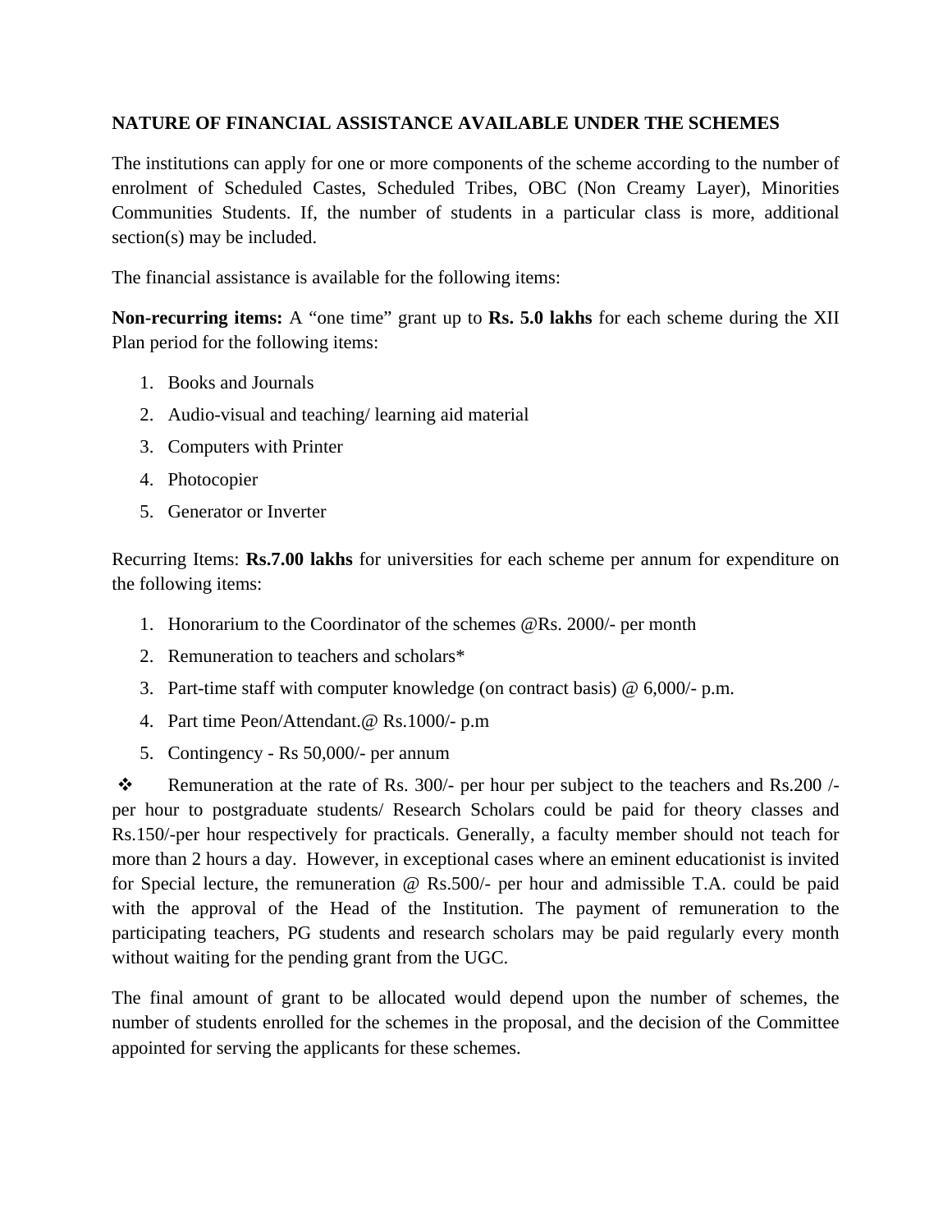**NATURE OF FINANCIAL ASSISTANCE AVAILABLE UNDER THE SCHEMES**

The institutions can apply for one or more components of the scheme according to the number of enrolment of Scheduled Castes, Scheduled Tribes, OBC (Non Creamy Layer), Minorities Communities Students. If, the number of students in a particular class is more, additional section(s) may be included.

The financial assistance is available for the following items:

**Non-recurring items:** A "one time" grant up to **Rs. 5.0 lakhs** for each scheme during the XII Plan period for the following items:

1. Books and Journals
2. Audio-visual and teaching/ learning aid material
3. Computers with Printer
4. Photocopier
5. Generator or Inverter

Recurring Items: **Rs.7.00 lakhs** for universities for each scheme per annum for expenditure on the following items:

1. Honorarium to the Coordinator of the schemes @Rs. 2000/- per month
2. Remuneration to teachers and scholars*
3. Part-time staff with computer knowledge (on contract basis) @ 6,000/- p.m.
4. Part time Peon/Attendant.@ Rs.1000/- p.m
5. Contingency - Rs 50,000/- per annum

❖ Remuneration at the rate of Rs. 300/- per hour per subject to the teachers and Rs.200 /- per hour to postgraduate students/ Research Scholars could be paid for theory classes and Rs.150/-per hour respectively for practicals. Generally, a faculty member should not teach for more than 2 hours a day. However, in exceptional cases where an eminent educationist is invited for Special lecture, the remuneration @ Rs.500/- per hour and admissible T.A. could be paid with the approval of the Head of the Institution. The payment of remuneration to the participating teachers, PG students and research scholars may be paid regularly every month without waiting for the pending grant from the UGC.

The final amount of grant to be allocated would depend upon the number of schemes, the number of students enrolled for the schemes in the proposal, and the decision of the Committee appointed for serving the applicants for these schemes.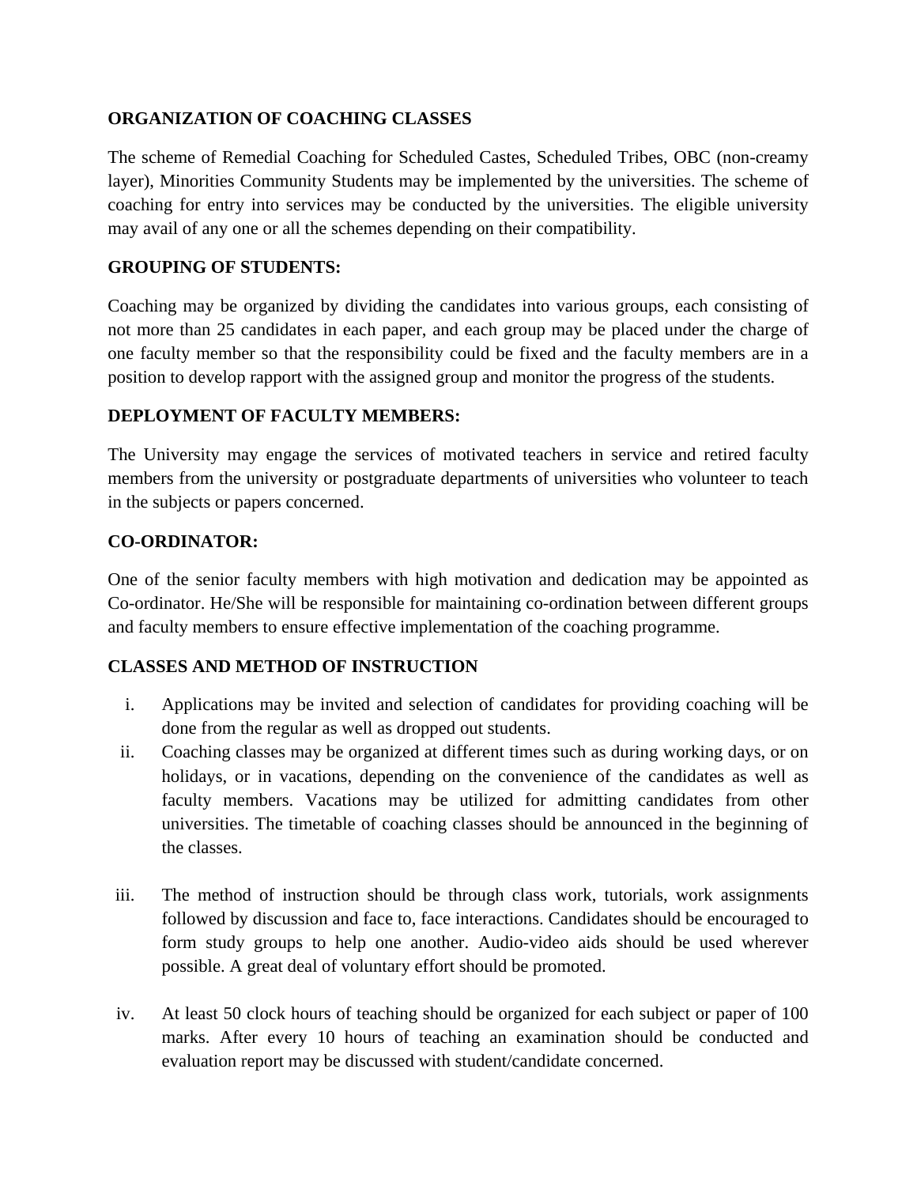**ORGANIZATION OF COACHING CLASSES**

The scheme of Remedial Coaching for Scheduled Castes, Scheduled Tribes, OBC (non-creamy layer), Minorities Community Students may be implemented by the universities. The scheme of coaching for entry into services may be conducted by the universities. The eligible university may avail of any one or all the schemes depending on their compatibility.

**GROUPING OF STUDENTS:**

Coaching may be organized by dividing the candidates into various groups, each consisting of not more than 25 candidates in each paper, and each group may be placed under the charge of one faculty member so that the responsibility could be fixed and the faculty members are in a position to develop rapport with the assigned group and monitor the progress of the students.

**DEPLOYMENT OF FACULTY MEMBERS:**

The University may engage the services of motivated teachers in service and retired faculty members from the university or postgraduate departments of universities who volunteer to teach in the subjects or papers concerned.

**CO-ORDINATOR:**

One of the senior faculty members with high motivation and dedication may be appointed as Co-ordinator. He/She will be responsible for maintaining co-ordination between different groups and faculty members to ensure effective implementation of the coaching programme.

**CLASSES AND METHOD OF INSTRUCTION**

i. Applications may be invited and selection of candidates for providing coaching will be done from the regular as well as dropped out students.
ii. Coaching classes may be organized at different times such as during working days, or on holidays, or in vacations, depending on the convenience of the candidates as well as faculty members. Vacations may be utilized for admitting candidates from other universities. The timetable of coaching classes should be announced in the beginning of the classes.
iii. The method of instruction should be through class work, tutorials, work assignments followed by discussion and face to, face interactions. Candidates should be encouraged to form study groups to help one another. Audio-video aids should be used wherever possible. A great deal of voluntary effort should be promoted.
iv. At least 50 clock hours of teaching should be organized for each subject or paper of 100 marks. After every 10 hours of teaching an examination should be conducted and evaluation report may be discussed with student/candidate concerned.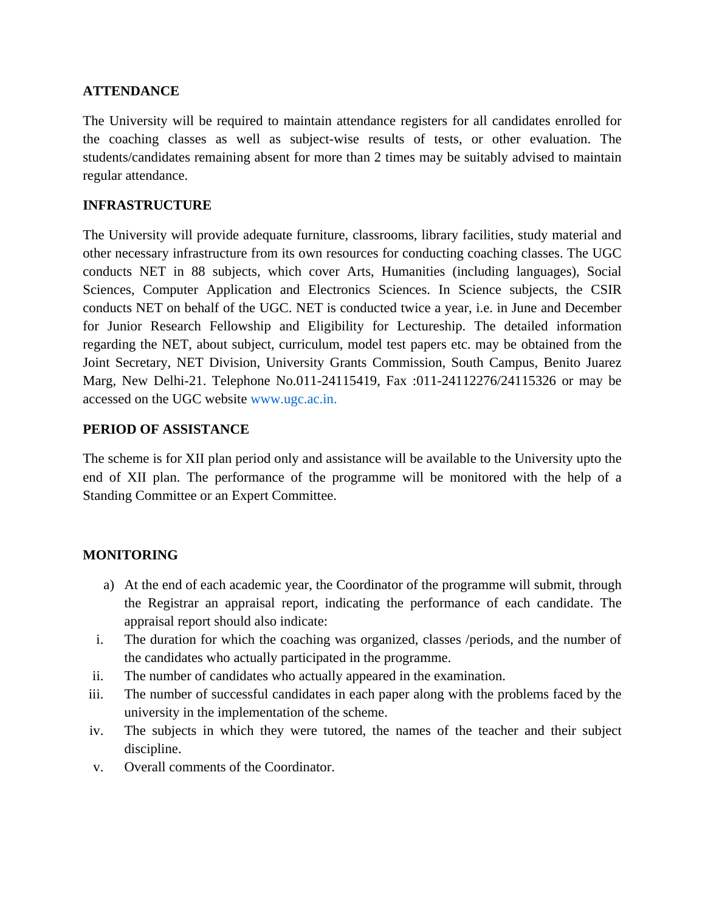**ATTENDANCE**

The University will be required to maintain attendance registers for all candidates enrolled for the coaching classes as well as subject-wise results of tests, or other evaluation. The students/candidates remaining absent for more than 2 times may be suitably advised to maintain regular attendance.

**INFRASTRUCTURE**

The University will provide adequate furniture, classrooms, library facilities, study material and other necessary infrastructure from its own resources for conducting coaching classes. The UGC conducts NET in 88 subjects, which cover Arts, Humanities (including languages), Social Sciences, Computer Application and Electronics Sciences. In Science subjects, the CSIR conducts NET on behalf of the UGC. NET is conducted twice a year, i.e. in June and December for Junior Research Fellowship and Eligibility for Lectureship. The detailed information regarding the NET, about subject, curriculum, model test papers etc. may be obtained from the Joint Secretary, NET Division, University Grants Commission, South Campus, Benito Juarez Marg, New Delhi-21. Telephone No.011-24115419, Fax :011-24112276/24115326 or may be accessed on the UGC website www.ugc.ac.in.

**PERIOD OF ASSISTANCE**

The scheme is for XII plan period only and assistance will be available to the University upto the end of XII plan. The performance of the programme will be monitored with the help of a Standing Committee or an Expert Committee.

**MONITORING**

a) At the end of each academic year, the Coordinator of the programme will submit, through the Registrar an appraisal report, indicating the performance of each candidate. The appraisal report should also indicate:

i. The duration for which the coaching was organized, classes /periods, and the number of the candidates who actually participated in the programme.

ii. The number of candidates who actually appeared in the examination.

iii. The number of successful candidates in each paper along with the problems faced by the university in the implementation of the scheme.

iv. The subjects in which they were tutored, the names of the teacher and their subject discipline.

v. Overall comments of the Coordinator.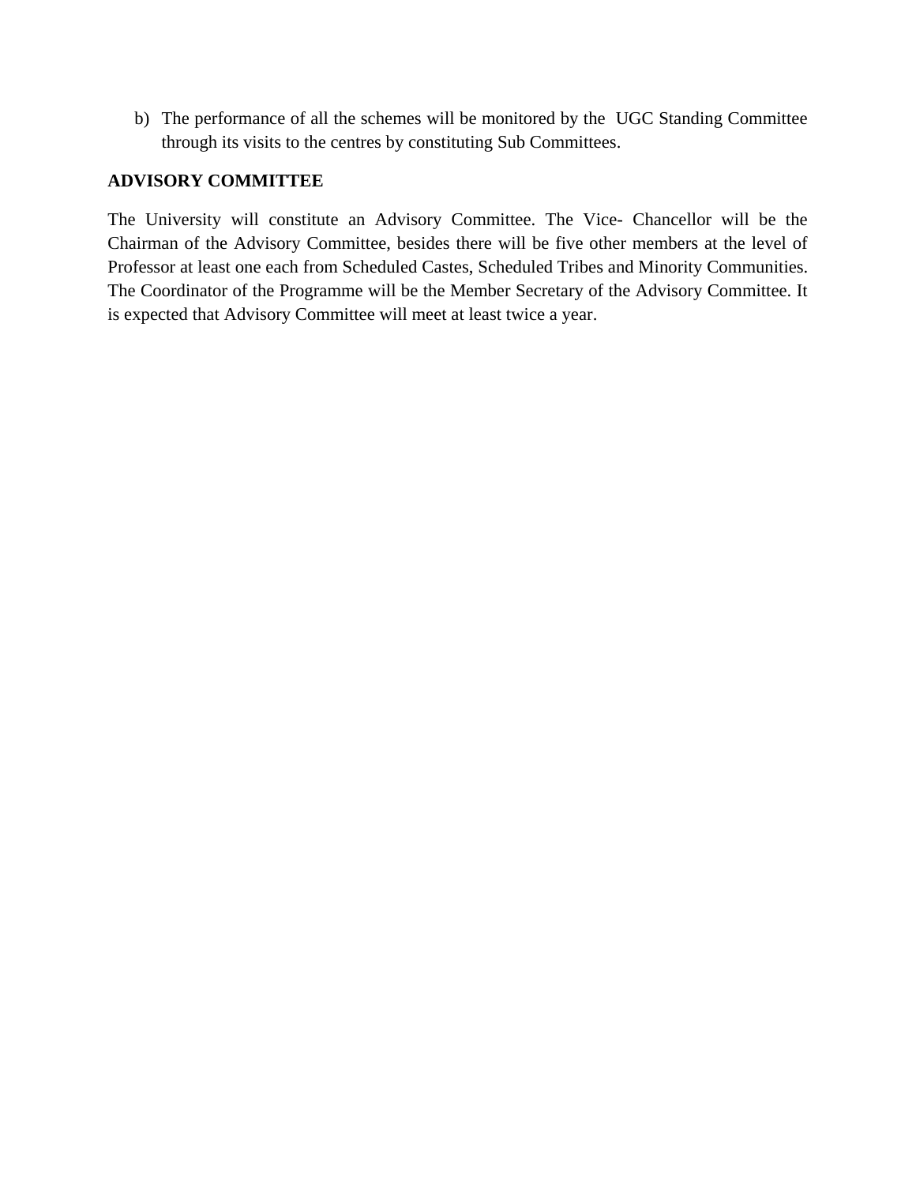b) The performance of all the schemes will be monitored by the UGC Standing Committee through its visits to the centres by constituting Sub Committees.

**ADVISORY COMMITTEE**

The University will constitute an Advisory Committee. The Vice- Chancellor will be the Chairman of the Advisory Committee, besides there will be five other members at the level of Professor at least one each from Scheduled Castes, Scheduled Tribes and Minority Communities. The Coordinator of the Programme will be the Member Secretary of the Advisory Committee. It is expected that Advisory Committee will meet at least twice a year.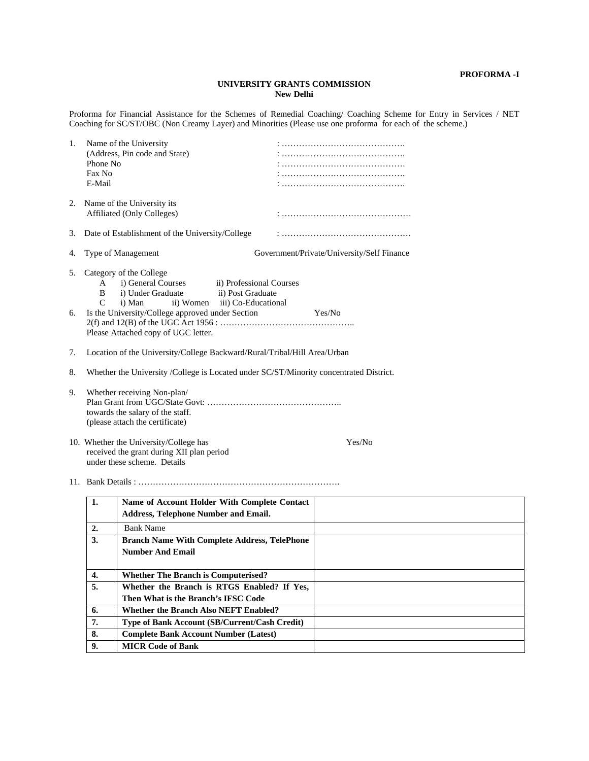**PROFORMA -I**

**UNIVERSITY GRANTS COMMISSION**
**New Delhi**

Proforma for Financial Assistance for the Schemes of Remedial Coaching/ Coaching Scheme for Entry in Services / NET Coaching for SC/ST/OBC (Non Creamy Layer) and Minorities (Please use one proforma for each of the scheme.)

1. Name of the University : …………………………………….
   (Address, Pin code and State) : …………………………………….
   Phone No : …………………………………….
   Fax No : …………………………………….
   E-Mail : …………………………………….

2. Name of the University its Affiliated (Only Colleges) : ………………………………………

3. Date of Establishment of the University/College : ………………………………………

4. Type of Management Government/Private/University/Self Finance

5. Category of the College
   - A i) General Courses ii) Professional Courses
   - B i) Under Graduate ii) Post Graduate
   - C i) Man ii) Women iii) Co-Educational

6. Is the University/College approved under Section Yes/No
   2(f) and 12(B) of the UGC Act 1956 : ………………………………………..
   Please Attached copy of UGC letter.

7. Location of the University/College Backward/Rural/Tribal/Hill Area/Urban

8. Whether the University /College is Located under SC/ST/Minority concentrated District.

9. Whether receiving Non-plan/
   Plan Grant from UGC/State Govt: ………………………………………..
   towards the salary of the staff.
   (please attach the certificate)

10. Whether the University/College has Yes/No
    received the grant during XII plan period
    under these scheme. Details

11. Bank Details : …………………………………………………………….

| | | |
|---|---|---|
| **1.** | **Name of Account Holder With Complete Contact Address, Telephone Number and Email.** | |
| **2.** | Bank Name | |
| **3.** | **Branch Name With Complete Address, TelePhone Number And Email** | |
| **4.** | **Whether The Branch is Computerised?** | |
| **5.** | **Whether the Branch is RTGS Enabled? If Yes, Then What is the Branch's IFSC Code** | |
| **6.** | **Whether the Branch Also NEFT Enabled?** | |
| **7.** | **Type of Bank Account (SB/Current/Cash Credit)** | |
| **8.** | **Complete Bank Account Number (Latest)** | |
| **9.** | **MICR Code of Bank** | |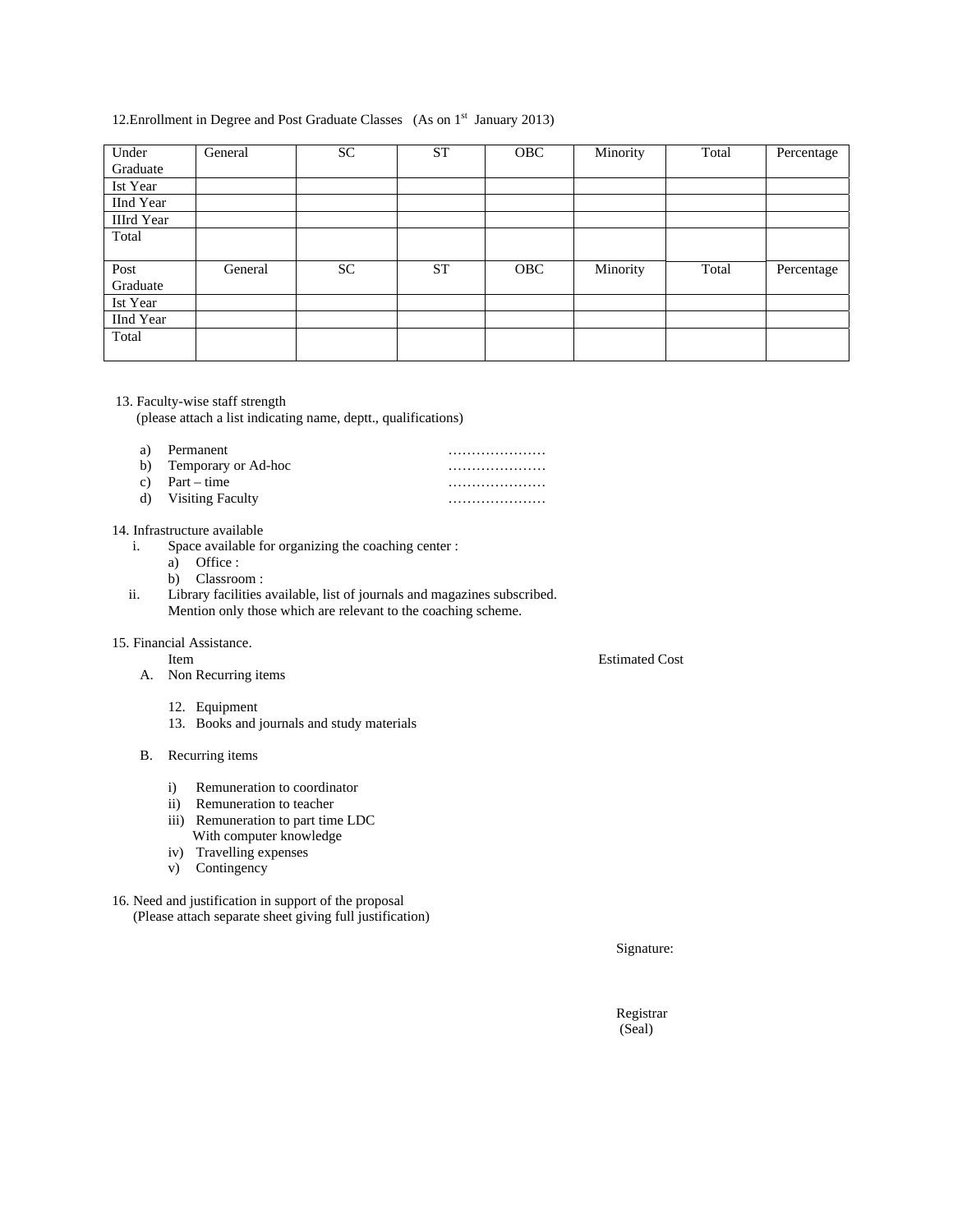12.Enrollment in Degree and Post Graduate Classes (As on 1st January 2013)

| Under Graduate | General | SC | ST | OBC | Minority | Total | Percentage |
|---|---|---|---|---|---|---|---|
| Ist Year | | | | | | | |
| IInd Year | | | | | | | |
| IIIrd Year | | | | | | | |
| Total | | | | | | | |
| Post Graduate | General | SC | ST | OBC | Minority | Total | Percentage |
| Ist Year | | | | | | | |
| IInd Year | | | | | | | |
| Total | | | | | | | |

13. Faculty-wise staff strength
(please attach a list indicating name, deptt., qualifications)

a) Permanent …………………
b) Temporary or Ad-hoc …………………
c) Part – time …………………
d) Visiting Faculty …………………

14. Infrastructure available

i. Space available for organizing the coaching center :
   a) Office :
   b) Classroom :
ii. Library facilities available, list of journals and magazines subscribed. Mention only those which are relevant to the coaching scheme.

15. Financial Assistance.

Item — Estimated Cost

A. Non Recurring items

   12. Equipment
   13. Books and journals and study materials

B. Recurring items

   i) Remuneration to coordinator
   ii) Remuneration to teacher
   iii) Remuneration to part time LDC With computer knowledge
   iv) Travelling expenses
   v) Contingency

16. Need and justification in support of the proposal
(Please attach separate sheet giving full justification)

Signature:

Registrar
(Seal)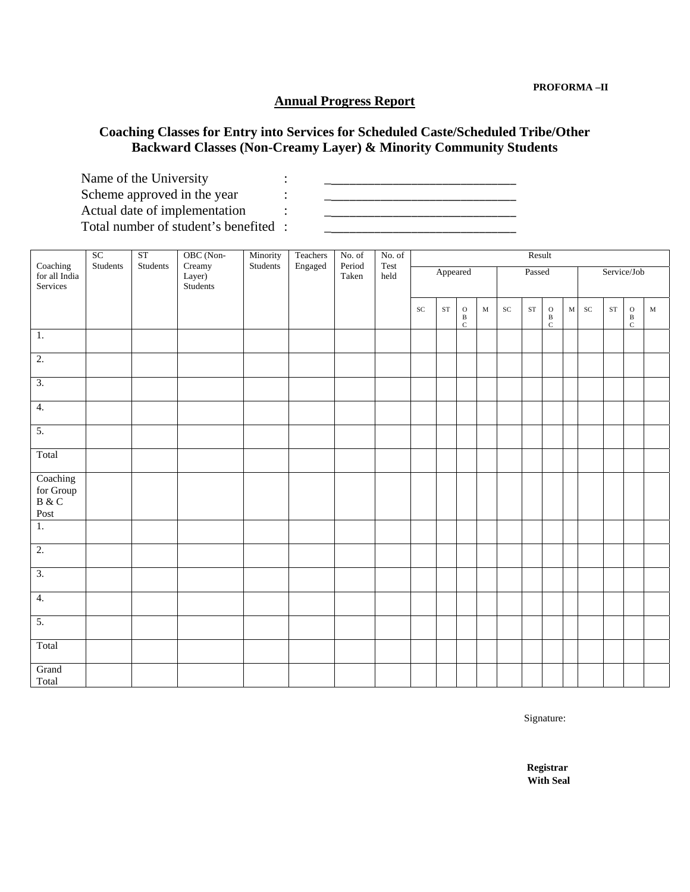**PROFORMA –II**

## Annual Progress Report

### Coaching Classes for Entry into Services for Scheduled Caste/Scheduled Tribe/Other Backward Classes (Non-Creamy Layer) & Minority Community Students

Name of the University : ____________________________

Scheme approved in the year : ____________________________

Actual date of implementation : ____________________________

Total number of student's benefited : ____________________________

| Coaching for all India Services | SC Students | ST Students | OBC (Non-Creamy Layer) Students | Minority Students | Teachers Engaged | No. of Period Taken | No. of Test held | Result | | | | | | | | | | | |
|---|---|---|---|---|---|---|---|---|---|---|---|---|---|---|---|---|---|---|---|
| | | | | | | | | Appeared | | | | Passed | | | | Service/Job | | | |
| | | | | | | | | SC | ST | OBC | M | SC | ST | OBC | M | SC | ST | OBC | M |
| 1. | | | | | | | | | | | | | | | | | | | |
| 2. | | | | | | | | | | | | | | | | | | | |
| 3. | | | | | | | | | | | | | | | | | | | |
| 4. | | | | | | | | | | | | | | | | | | | |
| 5. | | | | | | | | | | | | | | | | | | | |
| Total | | | | | | | | | | | | | | | | | | | |
| Coaching for Group B & C Post | | | | | | | | | | | | | | | | | | | |
| 1. | | | | | | | | | | | | | | | | | | | |
| 2. | | | | | | | | | | | | | | | | | | | |
| 3. | | | | | | | | | | | | | | | | | | | |
| 4. | | | | | | | | | | | | | | | | | | | |
| 5. | | | | | | | | | | | | | | | | | | | |
| Total | | | | | | | | | | | | | | | | | | | |
| Grand Total | | | | | | | | | | | | | | | | | | | |

Signature:

**Registrar**
**With Seal**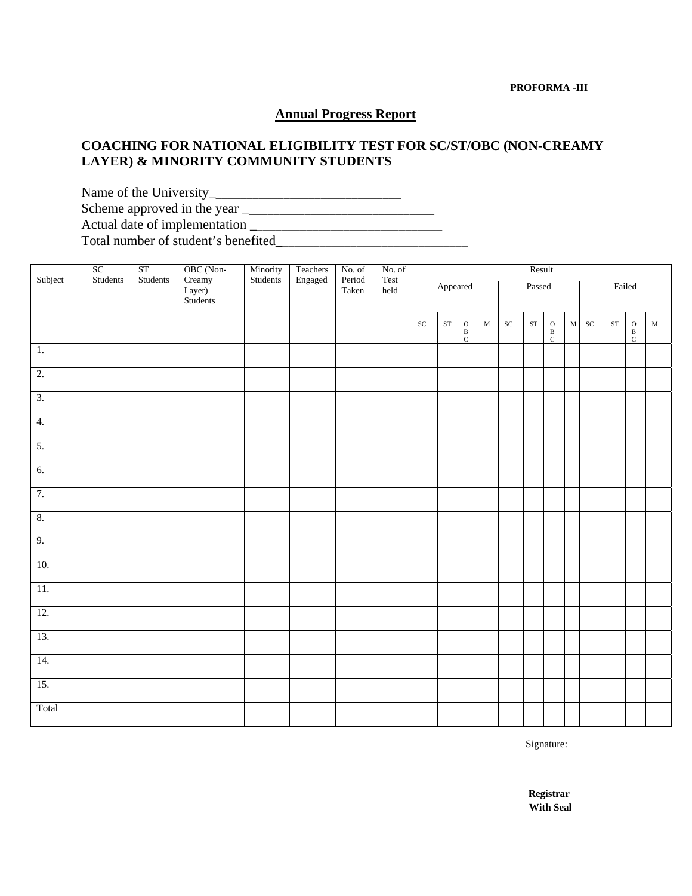**PROFORMA -III**

## Annual Progress Report

### COACHING FOR NATIONAL ELIGIBILITY TEST FOR SC/ST/OBC (NON-CREAMY LAYER) & MINORITY COMMUNITY STUDENTS

Name of the University___________________________

Scheme approved in the year ___________________________

Actual date of implementation ___________________________

Total number of student's benefited___________________________

| Subject | SC Students | ST Students | OBC (Non-Creamy Layer) Students | Minority Students | Teachers Engaged | No. of Period Taken | No. of Test held | Result | | | | | | | | | | | |
|---|---|---|---|---|---|---|---|---|---|---|---|---|---|---|---|---|---|---|---|
| | | | | | | | | Appeared | | | | Passed | | | | Failed | | | |
| | | | | | | | | SC | ST | OBC | M | SC | ST | OBC | M | SC | ST | OBC | M |
| 1. | | | | | | | | | | | | | | | | | | | |
| 2. | | | | | | | | | | | | | | | | | | | |
| 3. | | | | | | | | | | | | | | | | | | | |
| 4. | | | | | | | | | | | | | | | | | | | |
| 5. | | | | | | | | | | | | | | | | | | | |
| 6. | | | | | | | | | | | | | | | | | | | |
| 7. | | | | | | | | | | | | | | | | | | | |
| 8. | | | | | | | | | | | | | | | | | | | |
| 9. | | | | | | | | | | | | | | | | | | | |
| 10. | | | | | | | | | | | | | | | | | | | |
| 11. | | | | | | | | | | | | | | | | | | | |
| 12. | | | | | | | | | | | | | | | | | | | |
| 13. | | | | | | | | | | | | | | | | | | | |
| 14. | | | | | | | | | | | | | | | | | | | |
| 15. | | | | | | | | | | | | | | | | | | | |
| Total | | | | | | | | | | | | | | | | | | | |

Signature:

**Registrar**
**With Seal**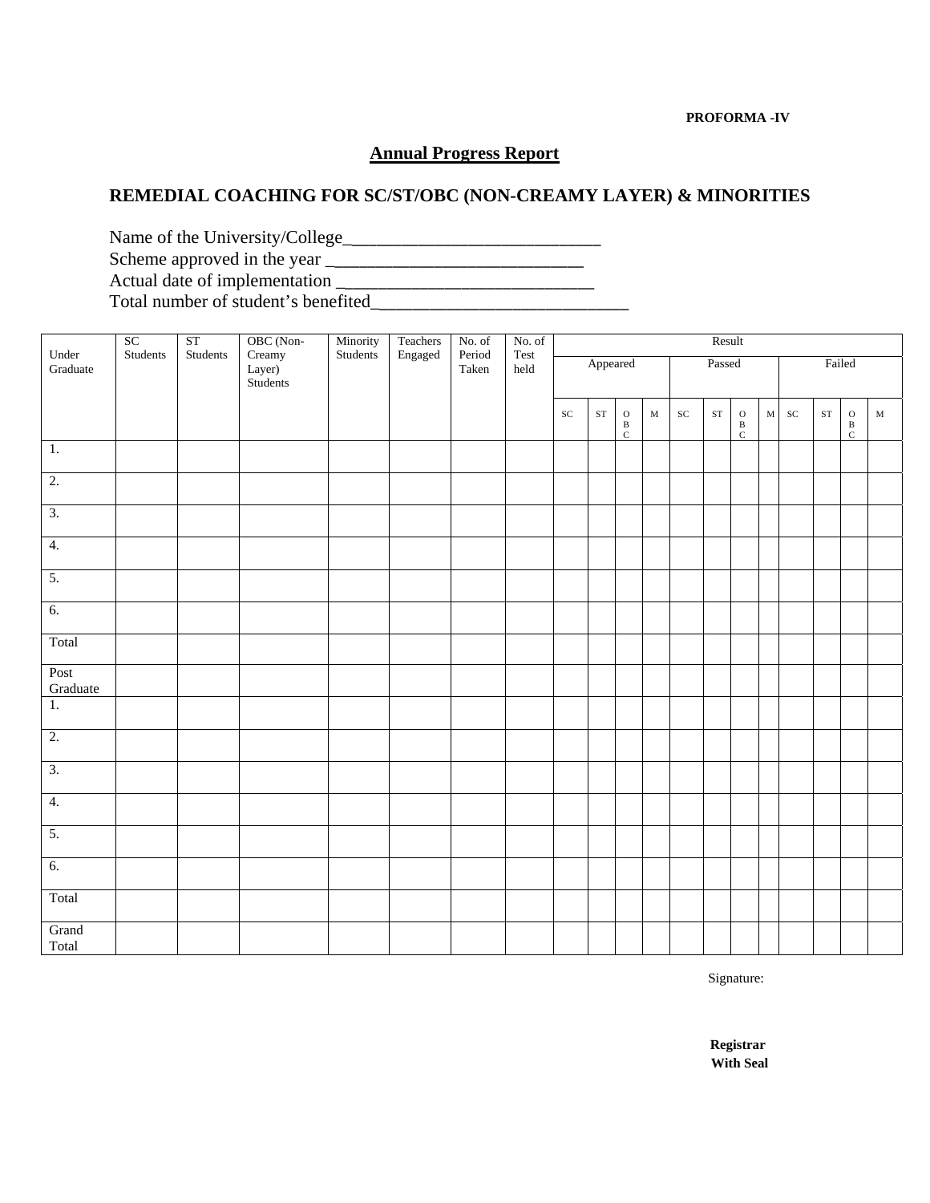**PROFORMA -IV**

## Annual Progress Report

## REMEDIAL COACHING FOR SC/ST/OBC (NON-CREAMY LAYER) & MINORITIES

Name of the University/College____________________________

Scheme approved in the year ____________________________

Actual date of implementation ____________________________

Total number of student's benefited____________________________

| Under Graduate | SC Students | ST Students | OBC (Non-Creamy Layer) Students | Minority Students | Teachers Engaged | No. of Period Taken | No. of Test held | Result | | | | | | | | | | | |
|---|---|---|---|---|---|---|---|---|---|---|---|---|---|---|---|---|---|---|---|
| | | | | | | | | Appeared | | | | Passed | | | | Failed | | | |
| | | | | | | | | SC | ST | OBC | M | SC | ST | OBC | M | SC | ST | OBC | M |
| 1. | | | | | | | | | | | | | | | | | | | |
| 2. | | | | | | | | | | | | | | | | | | | |
| 3. | | | | | | | | | | | | | | | | | | | |
| 4. | | | | | | | | | | | | | | | | | | | |
| 5. | | | | | | | | | | | | | | | | | | | |
| 6. | | | | | | | | | | | | | | | | | | | |
| Total | | | | | | | | | | | | | | | | | | | |
| Post Graduate | | | | | | | | | | | | | | | | | | | |
| 1. | | | | | | | | | | | | | | | | | | | |
| 2. | | | | | | | | | | | | | | | | | | | |
| 3. | | | | | | | | | | | | | | | | | | | |
| 4. | | | | | | | | | | | | | | | | | | | |
| 5. | | | | | | | | | | | | | | | | | | | |
| 6. | | | | | | | | | | | | | | | | | | | |
| Total | | | | | | | | | | | | | | | | | | | |
| Grand Total | | | | | | | | | | | | | | | | | | | |

Signature:

**Registrar**
**With Seal**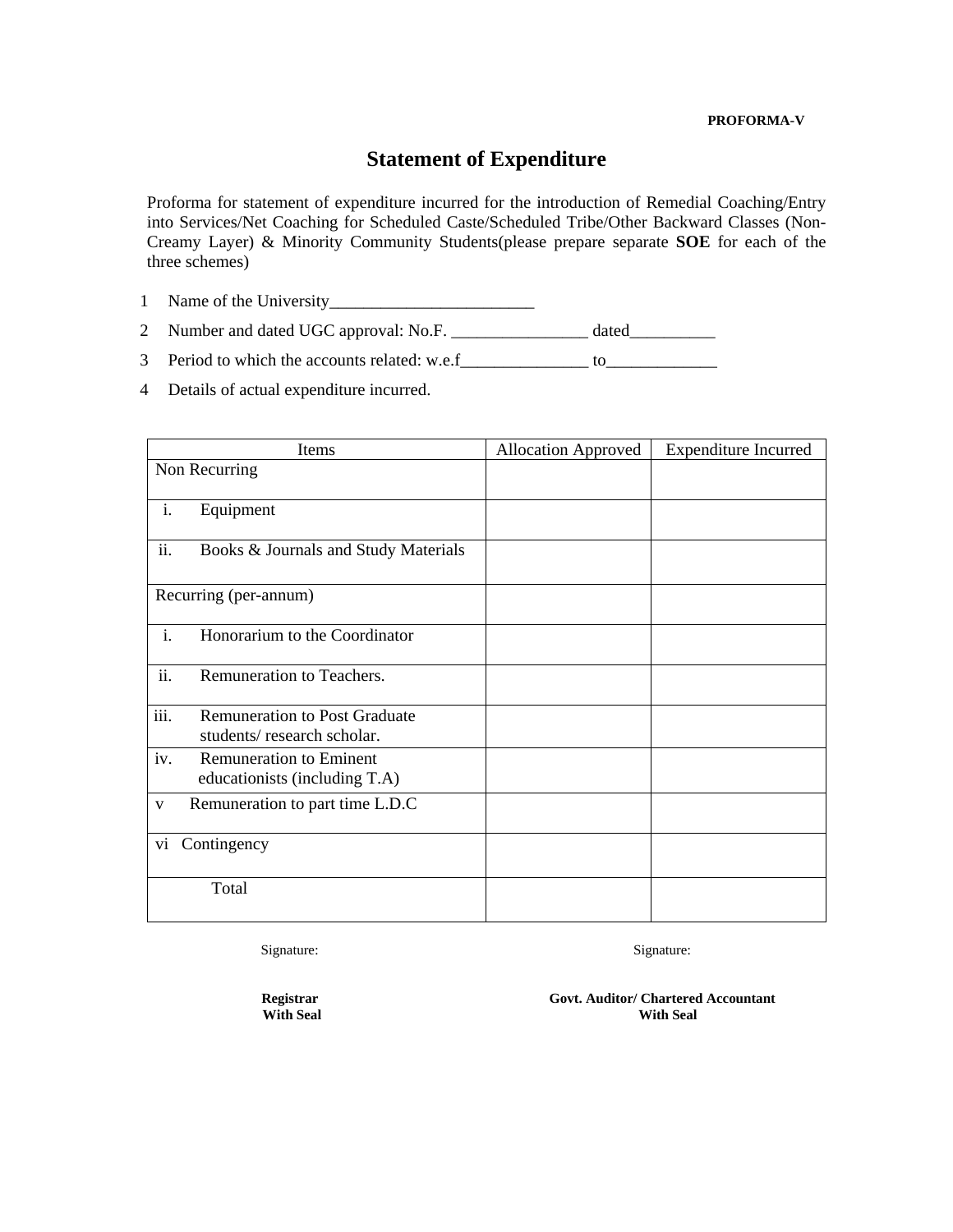**PROFORMA-V**

# Statement of Expenditure

Proforma for statement of expenditure incurred for the introduction of Remedial Coaching/Entry into Services/Net Coaching for Scheduled Caste/Scheduled Tribe/Other Backward Classes (Non-Creamy Layer) & Minority Community Students(please prepare separate **SOE** for each of the three schemes)

1. Name of the University________________________
2. Number and dated UGC approval: No.F. ________________ dated__________
3. Period to which the accounts related: w.e.f_______________ to_____________
4. Details of actual expenditure incurred.

| Items | Allocation Approved | Expenditure Incurred |
|---|---|---|
| Non Recurring | | |
| i. Equipment | | |
| ii. Books & Journals and Study Materials | | |
| Recurring (per-annum) | | |
| i. Honorarium to the Coordinator | | |
| ii. Remuneration to Teachers. | | |
| iii. Remuneration to Post Graduate students/ research scholar. | | |
| iv. Remuneration to Eminent educationists (including T.A) | | |
| v Remuneration to part time L.D.C | | |
| vi Contingency | | |
| Total | | |

Signature:

**Registrar**
**With Seal**

Signature:

**Govt. Auditor/ Chartered Accountant**
**With Seal**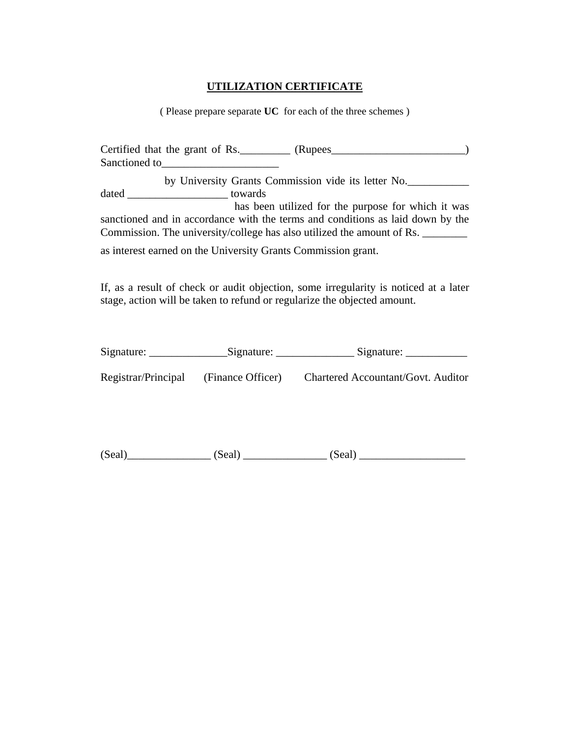## UTILIZATION CERTIFICATE

( Please prepare separate **UC** for each of the three schemes )

Certified that the grant of Rs._________ (Rupees________________________) Sanctioned to_____________________ by University Grants Commission vide its letter No.___________ dated __________________ towards has been utilized for the purpose for which it was sanctioned and in accordance with the terms and conditions as laid down by the Commission. The university/college has also utilized the amount of Rs. ________ as interest earned on the University Grants Commission grant.

If, as a result of check or audit objection, some irregularity is noticed at a later stage, action will be taken to refund or regularize the objected amount.

| | | |
|---|---|---|
| Signature: ______________ | Signature: ______________ | Signature: ___________ |
| Registrar/Principal | (Finance Officer) | Chartered Accountant/Govt. Auditor |
| (Seal)_______________ | (Seal) _______________ | (Seal) ___________________ |